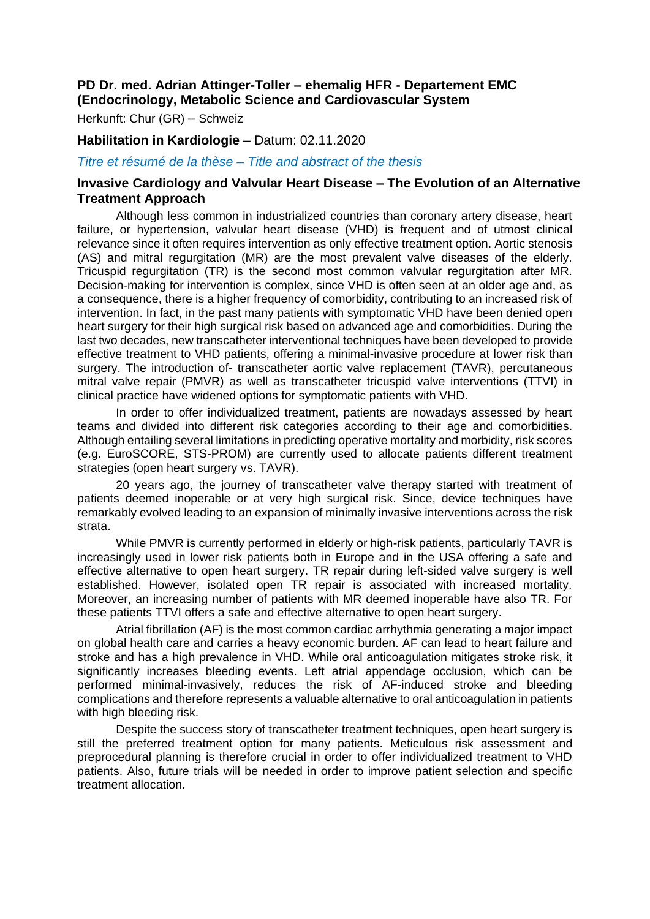**PD Dr. med. Adrian Attinger-Toller – ehemalig HFR - Departement EMC (Endocrinology, Metabolic Science and Cardiovascular System**

Herkunft: Chur (GR) – Schweiz

**Habilitation in Kardiologie** – Datum: 02.11.2020

*Titre et résumé de la thèse – Title and abstract of the thesis*

## Invasive Cardiology and Valvular Heart Disease – The Evolution of an Alternative Treatment Approach

Although less common in industrialized countries than coronary artery disease, heart failure, or hypertension, valvular heart disease (VHD) is frequent and of utmost clinical relevance since it often requires intervention as only effective treatment option. Aortic stenosis (AS) and mitral regurgitation (MR) are the most prevalent valve diseases of the elderly. Tricuspid regurgitation (TR) is the second most common valvular regurgitation after MR. Decision-making for intervention is complex, since VHD is often seen at an older age and, as a consequence, there is a higher frequency of comorbidity, contributing to an increased risk of intervention. In fact, in the past many patients with symptomatic VHD have been denied open heart surgery for their high surgical risk based on advanced age and comorbidities. During the last two decades, new transcatheter interventional techniques have been developed to provide effective treatment to VHD patients, offering a minimal-invasive procedure at lower risk than surgery. The introduction of- transcatheter aortic valve replacement (TAVR), percutaneous mitral valve repair (PMVR) as well as transcatheter tricuspid valve interventions (TTVI) in clinical practice have widened options for symptomatic patients with VHD.

In order to offer individualized treatment, patients are nowadays assessed by heart teams and divided into different risk categories according to their age and comorbidities. Although entailing several limitations in predicting operative mortality and morbidity, risk scores (e.g. EuroSCORE, STS-PROM) are currently used to allocate patients different treatment strategies (open heart surgery vs. TAVR).

20 years ago, the journey of transcatheter valve therapy started with treatment of patients deemed inoperable or at very high surgical risk. Since, device techniques have remarkably evolved leading to an expansion of minimally invasive interventions across the risk strata.

While PMVR is currently performed in elderly or high-risk patients, particularly TAVR is increasingly used in lower risk patients both in Europe and in the USA offering a safe and effective alternative to open heart surgery. TR repair during left-sided valve surgery is well established. However, isolated open TR repair is associated with increased mortality. Moreover, an increasing number of patients with MR deemed inoperable have also TR. For these patients TTVI offers a safe and effective alternative to open heart surgery.

Atrial fibrillation (AF) is the most common cardiac arrhythmia generating a major impact on global health care and carries a heavy economic burden. AF can lead to heart failure and stroke and has a high prevalence in VHD. While oral anticoagulation mitigates stroke risk, it significantly increases bleeding events. Left atrial appendage occlusion, which can be performed minimal-invasively, reduces the risk of AF-induced stroke and bleeding complications and therefore represents a valuable alternative to oral anticoagulation in patients with high bleeding risk.

Despite the success story of transcatheter treatment techniques, open heart surgery is still the preferred treatment option for many patients. Meticulous risk assessment and preprocedural planning is therefore crucial in order to offer individualized treatment to VHD patients. Also, future trials will be needed in order to improve patient selection and specific treatment allocation.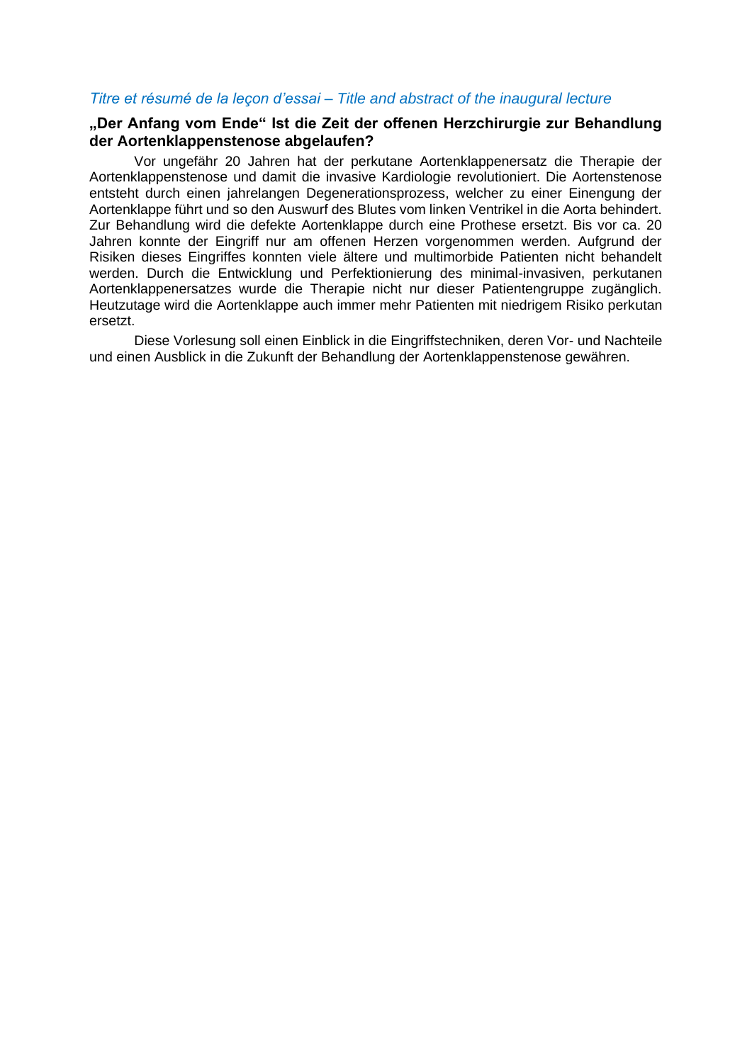*Titre et résumé de la leçon d'essai – Title and abstract of the inaugural lecture*

**„Der Anfang vom Ende" Ist die Zeit der offenen Herzchirurgie zur Behandlung der Aortenklappenstenose abgelaufen?**

Vor ungefähr 20 Jahren hat der perkutane Aortenklappenersatz die Therapie der Aortenklappenstenose und damit die invasive Kardiologie revolutioniert. Die Aortenstenose entsteht durch einen jahrelangen Degenerationsprozess, welcher zu einer Einengung der Aortenklappe führt und so den Auswurf des Blutes vom linken Ventrikel in die Aorta behindert. Zur Behandlung wird die defekte Aortenklappe durch eine Prothese ersetzt. Bis vor ca. 20 Jahren konnte der Eingriff nur am offenen Herzen vorgenommen werden. Aufgrund der Risiken dieses Eingriffes konnten viele ältere und multimorbide Patienten nicht behandelt werden. Durch die Entwicklung und Perfektionierung des minimal-invasiven, perkutanen Aortenklappenersatzes wurde die Therapie nicht nur dieser Patientengruppe zugänglich. Heutzutage wird die Aortenklappe auch immer mehr Patienten mit niedrigem Risiko perkutan ersetzt.

Diese Vorlesung soll einen Einblick in die Eingriffstechniken, deren Vor- und Nachteile und einen Ausblick in die Zukunft der Behandlung der Aortenklappenstenose gewähren.